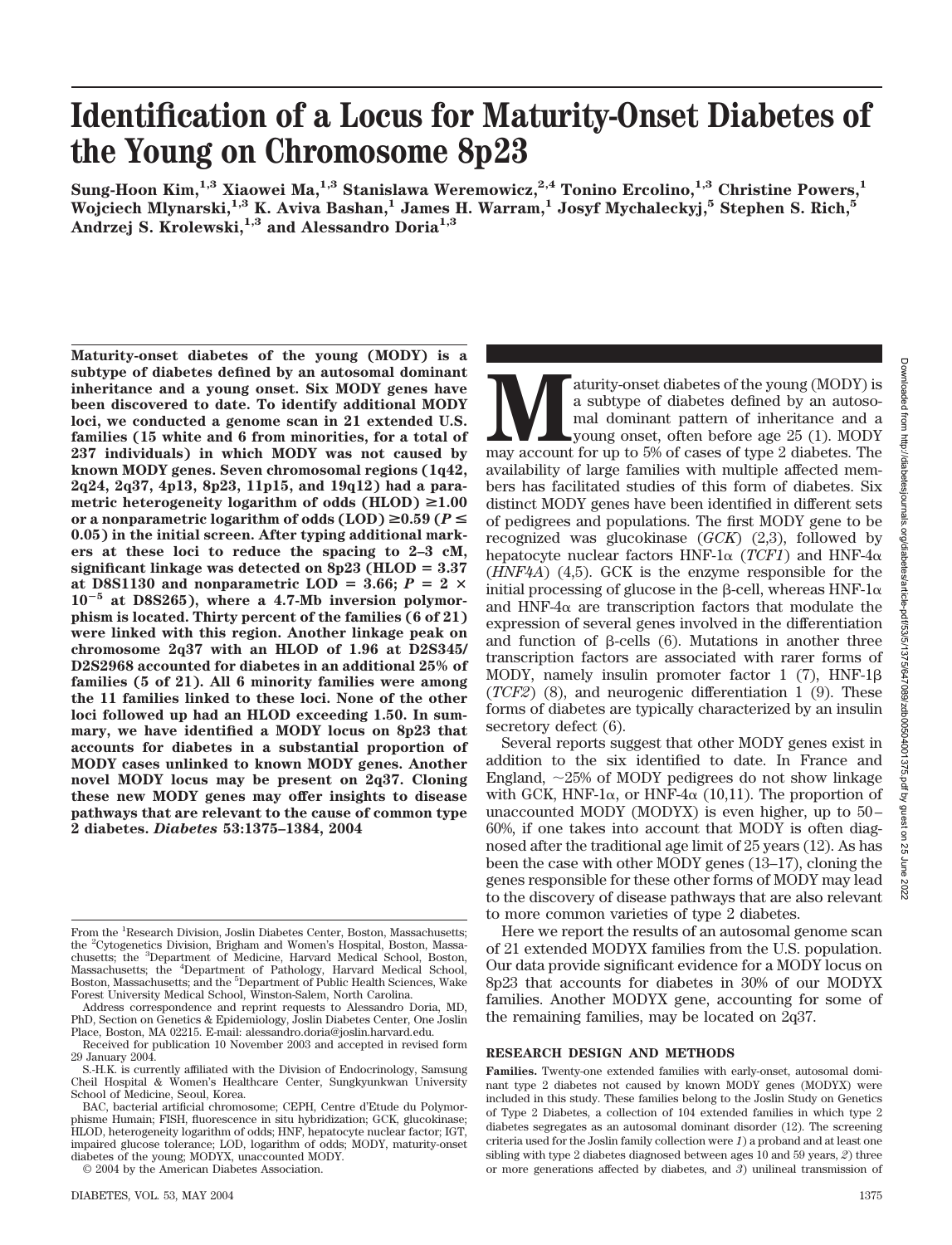# Identification of a Locus for Maturity-Onset Diabetes of the Young on Chromosome 8p23

**Sung-Hoon Kim,[1,3] Xiaowei Ma,[1,3] Stanislawa Weremowicz,[2,4] Tonino Ercolino,[1,3] Christine Powers,[1] Wojciech Mlynarski,[1,3] K. Aviva Bashan,[1] James H. Warram,[1] Josyf Mychaleckyj,[5] Stephen S. Rich,[5] Andrzej S. Krolewski,[1,3] and Alessandro Doria[1,3]**

**Maturity-onset diabetes of the young (MODY) is a subtype of diabetes defined by an autosomal dominant inheritance and a young onset. Six MODY genes have been discovered to date. To identify additional MODY loci, we conducted a genome scan in 21 extended U.S. families (15 white and 6 from minorities, for a total of 237 individuals) in which MODY was not caused by known MODY genes. Seven chromosomal regions (1q42, 2q24, 2q37, 4p13, 8p23, 11p15, and 19q12) had a parametric heterogeneity logarithm of odds (HLOD) ≥1.00 or a nonparametric logarithm of odds (LOD) ≥0.59 ($P \leq 0.05$) in the initial screen. After typing additional markers at these loci to reduce the spacing to 2–3 cM, significant linkage was detected on 8p23 (HLOD = 3.37 at D8S1130 and nonparametric LOD = 3.66; $P = 2 \times 10^{-5}$ at D8S265), where a 4.7-Mb inversion polymorphism is located. Thirty percent of the families (6 of 21) were linked with this region. Another linkage peak on chromosome 2q37 with an HLOD of 1.96 at D2S345/D2S2968 accounted for diabetes in an additional 25% of families (5 of 21). All 6 minority families were among the 11 families linked to these loci. None of the other loci followed up had an HLOD exceeding 1.50. In summary, we have identified a MODY locus on 8p23 that accounts for diabetes in a substantial proportion of MODY cases unlinked to known MODY genes. Another novel MODY locus may be present on 2q37. Cloning these new MODY genes may offer insights to disease pathways that are relevant to the cause of common type 2 diabetes.** *Diabetes* **53:1375–1384, 2004**

From the [1]Research Division, Joslin Diabetes Center, Boston, Massachusetts; the [2]Cytogenetics Division, Brigham and Women's Hospital, Boston, Massachusetts; the [3]Department of Medicine, Harvard Medical School, Boston, Massachusetts; the [4]Department of Pathology, Harvard Medical School, Boston, Massachusetts; and the [5]Department of Public Health Sciences, Wake Forest University Medical School, Winston-Salem, North Carolina.

Address correspondence and reprint requests to Alessandro Doria, MD, PhD, Section on Genetics & Epidemiology, Joslin Diabetes Center, One Joslin Place, Boston, MA 02215. E-mail: alessandro.doria@joslin.harvard.edu.

Received for publication 10 November 2003 and accepted in revised form 29 January 2004.

S.-H.K. is currently affiliated with the Division of Endocrinology, Samsung Cheil Hospital & Women's Healthcare Center, Sungkyunkwan University School of Medicine, Seoul, Korea.

BAC, bacterial artificial chromosome; CEPH, Centre d'Etude du Polymorphisme Humain; FISH, fluorescence in situ hybridization; GCK, glucokinase; HLOD, heterogeneity logarithm of odds; HNF, hepatocyte nuclear factor; IGT, impaired glucose tolerance; LOD, logarithm of odds; MODY, maturity-onset diabetes of the young; MODYX, unaccounted MODY.

© 2004 by the American Diabetes Association.

Maturity-onset diabetes of the young (MODY) is a subtype of diabetes defined by an autosomal dominant pattern of inheritance and a young onset, often before age 25 (1). MODY may account for up to 5% of cases of type 2 diabetes. The availability of large families with multiple affected members has facilitated studies of this form of diabetes. Six distinct MODY genes have been identified in different sets of pedigrees and populations. The first MODY gene to be recognized was glucokinase (*GCK*) (2,3), followed by hepatocyte nuclear factors HNF-1α (*TCF1*) and HNF-4α (*HNF4A*) (4,5). GCK is the enzyme responsible for the initial processing of glucose in the β-cell, whereas HNF-1α and HNF-4α are transcription factors that modulate the expression of several genes involved in the differentiation and function of β-cells (6). Mutations in another three transcription factors are associated with rarer forms of MODY, namely insulin promoter factor 1 (7), HNF-1β (*TCF2*) (8), and neurogenic differentiation 1 (9). These forms of diabetes are typically characterized by an insulin secretory defect (6).

Several reports suggest that other MODY genes exist in addition to the six identified to date. In France and England, ~25% of MODY pedigrees do not show linkage with GCK, HNF-1α, or HNF-4α (10,11). The proportion of unaccounted MODY (MODYX) is even higher, up to 50–60%, if one takes into account that MODY is often diagnosed after the traditional age limit of 25 years (12). As has been the case with other MODY genes (13–17), cloning the genes responsible for these other forms of MODY may lead to the discovery of disease pathways that are also relevant to more common varieties of type 2 diabetes.

Here we report the results of an autosomal genome scan of 21 extended MODYX families from the U.S. population. Our data provide significant evidence for a MODY locus on 8p23 that accounts for diabetes in 30% of our MODYX families. Another MODYX gene, accounting for some of the remaining families, may be located on 2q37.

## RESEARCH DESIGN AND METHODS

**Families.** Twenty-one extended families with early-onset, autosomal dominant type 2 diabetes not caused by known MODY genes (MODYX) were included in this study. These families belong to the Joslin Study on Genetics of Type 2 Diabetes, a collection of 104 extended families in which type 2 diabetes segregates as an autosomal dominant disorder (12). The screening criteria used for the Joslin family collection were *1*) a proband and at least one sibling with type 2 diabetes diagnosed between ages 10 and 59 years, *2*) three or more generations affected by diabetes, and *3*) unilineal transmission of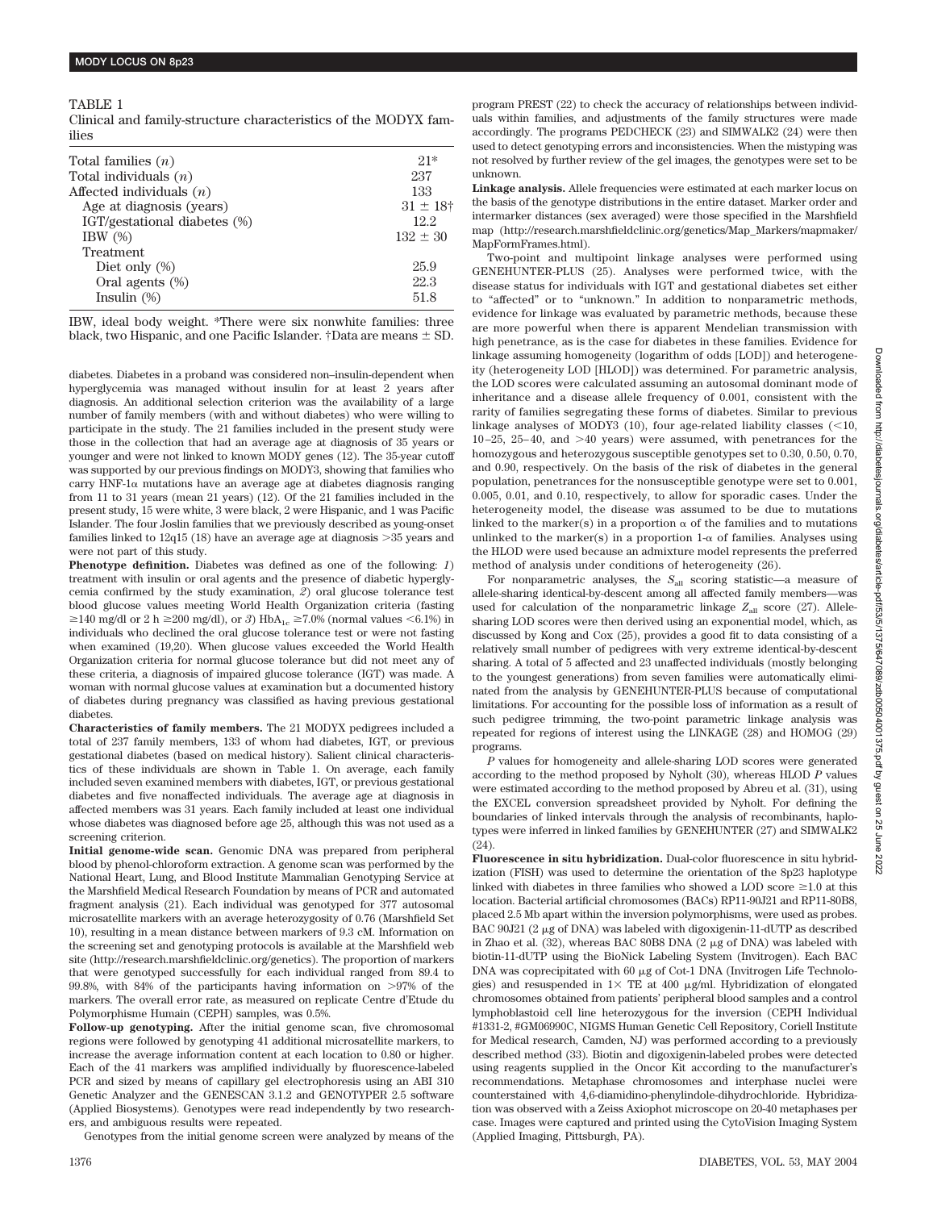TABLE 1

Clinical and family-structure characteristics of the MODYX families

| | |
|---|---|
| Total families ($n$) | 21* |
| Total individuals ($n$) | 237 |
| Affected individuals ($n$) | 133 |
| Age at diagnosis (years) | 31 ± 18† |
| IGT/gestational diabetes (%) | 12.2 |
| IBW (%) | 132 ± 30 |
| Treatment | |
| Diet only (%) | 25.9 |
| Oral agents (%) | 22.3 |
| Insulin (%) | 51.8 |

IBW, ideal body weight. *There were six nonwhite families: three black, two Hispanic, and one Pacific Islander. †Data are means ± SD.

diabetes. Diabetes in a proband was considered non–insulin-dependent when hyperglycemia was managed without insulin for at least 2 years after diagnosis. An additional selection criterion was the availability of a large number of family members (with and without diabetes) who were willing to participate in the study. The 21 families included in the present study were those in the collection that had an average age at diagnosis of 35 years or younger and were not linked to known MODY genes (12). The 35-year cutoff was supported by our previous findings on MODY3, showing that families who carry HNF-1α mutations have an average age at diabetes diagnosis ranging from 11 to 31 years (mean 21 years) (12). Of the 21 families included in the present study, 15 were white, 3 were black, 2 were Hispanic, and 1 was Pacific Islander. The four Joslin families that we previously described as young-onset families linked to 12q15 (18) have an average age at diagnosis >35 years and were not part of this study.

**Phenotype definition.** Diabetes was defined as one of the following: *1*) treatment with insulin or oral agents and the presence of diabetic hyperglycemia confirmed by the study examination, *2*) oral glucose tolerance test blood glucose values meeting World Health Organization criteria (fasting ≥140 mg/dl or 2 h ≥200 mg/dl), or *3*) $HbA_{1c}$ ≥7.0% (normal values <6.1%) in individuals who declined the oral glucose tolerance test or were not fasting when examined (19,20). When glucose values exceeded the World Health Organization criteria for normal glucose tolerance but did not meet any of these criteria, a diagnosis of impaired glucose tolerance (IGT) was made. A woman with normal glucose values at examination but a documented history of diabetes during pregnancy was classified as having previous gestational diabetes.

**Characteristics of family members.** The 21 MODYX pedigrees included a total of 237 family members, 133 of whom had diabetes, IGT, or previous gestational diabetes (based on medical history). Salient clinical characteristics of these individuals are shown in Table 1. On average, each family included seven examined members with diabetes, IGT, or previous gestational diabetes and five nonaffected individuals. The average age at diagnosis in affected members was 31 years. Each family included at least one individual whose diabetes was diagnosed before age 25, although this was not used as a screening criterion.

**Initial genome-wide scan.** Genomic DNA was prepared from peripheral blood by phenol-chloroform extraction. A genome scan was performed by the National Heart, Lung, and Blood Institute Mammalian Genotyping Service at the Marshfield Medical Research Foundation by means of PCR and automated fragment analysis (21). Each individual was genotyped for 377 autosomal microsatellite markers with an average heterozygosity of 0.76 (Marshfield Set 10), resulting in a mean distance between markers of 9.3 cM. Information on the screening set and genotyping protocols is available at the Marshfield web site (http://research.marshfieldclinic.org/genetics). The proportion of markers that were genotyped successfully for each individual ranged from 89.4 to 99.8%, with 84% of the participants having information on >97% of the markers. The overall error rate, as measured on replicate Centre d'Etude du Polymorphisme Humain (CEPH) samples, was 0.5%.

**Follow-up genotyping.** After the initial genome scan, five chromosomal regions were followed by genotyping 41 additional microsatellite markers, to increase the average information content at each location to 0.80 or higher. Each of the 41 markers was amplified individually by fluorescence-labeled PCR and sized by means of capillary gel electrophoresis using an ABI 310 Genetic Analyzer and the GENESCAN 3.1.2 and GENOTYPER 2.5 software (Applied Biosystems). Genotypes were read independently by two researchers, and ambiguous results were repeated.

Genotypes from the initial genome screen were analyzed by means of the program PREST (22) to check the accuracy of relationships between individuals within families, and adjustments of the family structures were made accordingly. The programs PEDCHECK (23) and SIMWALK2 (24) were then used to detect genotyping errors and inconsistencies. When the mistyping was not resolved by further review of the gel images, the genotypes were set to be unknown.

**Linkage analysis.** Allele frequencies were estimated at each marker locus on the basis of the genotype distributions in the entire dataset. Marker order and intermarker distances (sex averaged) were those specified in the Marshfield map (http://research.marshfieldclinic.org/genetics/Map_Markers/mapmaker/MapFormFrames.html).

Two-point and multipoint linkage analyses were performed using GENEHUNTER-PLUS (25). Analyses were performed twice, with the disease status for individuals with IGT and gestational diabetes set either to "affected" or to "unknown." In addition to nonparametric methods, evidence for linkage was evaluated by parametric methods, because these are more powerful when there is apparent Mendelian transmission with high penetrance, as is the case for diabetes in these families. Evidence for linkage assuming homogeneity (logarithm of odds [LOD]) and heterogeneity (heterogeneity LOD [HLOD]) was determined. For parametric analysis, the LOD scores were calculated assuming an autosomal dominant mode of inheritance and a disease allele frequency of 0.001, consistent with the rarity of families segregating these forms of diabetes. Similar to previous linkage analyses of MODY3 (10), four age-related liability classes (<10, 10–25, 25–40, and >40 years) were assumed, with penetrances for the homozygous and heterozygous susceptible genotypes set to 0.30, 0.50, 0.70, and 0.90, respectively. On the basis of the risk of diabetes in the general population, penetrances for the nonsusceptible genotype were set to 0.001, 0.005, 0.01, and 0.10, respectively, to allow for sporadic cases. Under the heterogeneity model, the disease was assumed to be due to mutations linked to the marker(s) in a proportion α of the families and to mutations unlinked to the marker(s) in a proportion 1-α of families. Analyses using the HLOD were used because an admixture model represents the preferred method of analysis under conditions of heterogeneity (26).

For nonparametric analyses, the $S_{all}$ scoring statistic—a measure of allele-sharing identical-by-descent among all affected family members—was used for calculation of the nonparametric linkage $Z_{all}$ score (27). Allele-sharing LOD scores were then derived using an exponential model, which, as discussed by Kong and Cox (25), provides a good fit to data consisting of a relatively small number of pedigrees with very extreme identical-by-descent sharing. A total of 5 affected and 23 unaffected individuals (mostly belonging to the youngest generations) from seven families were automatically eliminated from the analysis by GENEHUNTER-PLUS because of computational limitations. For accounting for the possible loss of information as a result of such pedigree trimming, the two-point parametric linkage analysis was repeated for regions of interest using the LINKAGE (28) and HOMOG (29) programs.

*P* values for homogeneity and allele-sharing LOD scores were generated according to the method proposed by Nyholt (30), whereas HLOD *P* values were estimated according to the method proposed by Abreu et al. (31), using the EXCEL conversion spreadsheet provided by Nyholt. For defining the boundaries of linked intervals through the analysis of recombinants, haplotypes were inferred in linked families by GENEHUNTER (27) and SIMWALK2 (24).

**Fluorescence in situ hybridization.** Dual-color fluorescence in situ hybridization (FISH) was used to determine the orientation of the 8p23 haplotype linked with diabetes in three families who showed a LOD score ≥1.0 at this location. Bacterial artificial chromosomes (BACs) RP11-90J21 and RP11-80B8, placed 2.5 Mb apart within the inversion polymorphisms, were used as probes. BAC 90J21 (2 μg of DNA) was labeled with digoxigenin-11-dUTP as described in Zhao et al. (32), whereas BAC 80B8 DNA (2 μg of DNA) was labeled with biotin-11-dUTP using the BioNick Labeling System (Invitrogen). Each BAC DNA was coprecipitated with 60 μg of Cot-1 DNA (Invitrogen Life Technologies) and resuspended in 1× TE at 400 μg/ml. Hybridization of elongated chromosomes obtained from patients' peripheral blood samples and a control lymphoblastoid cell line heterozygous for the inversion (CEPH Individual #1331-2, #GM06990C, NIGMS Human Genetic Cell Repository, Coriell Institute for Medical research, Camden, NJ) was performed according to a previously described method (33). Biotin and digoxigenin-labeled probes were detected using reagents supplied in the Oncor Kit according to the manufacturer's recommendations. Metaphase chromosomes and interphase nuclei were counterstained with 4,6-diamidino-phenylindole-dihydrochloride. Hybridization was observed with a Zeiss Axiophot microscope on 20-40 metaphases per case. Images were captured and printed using the CytoVision Imaging System (Applied Imaging, Pittsburgh, PA).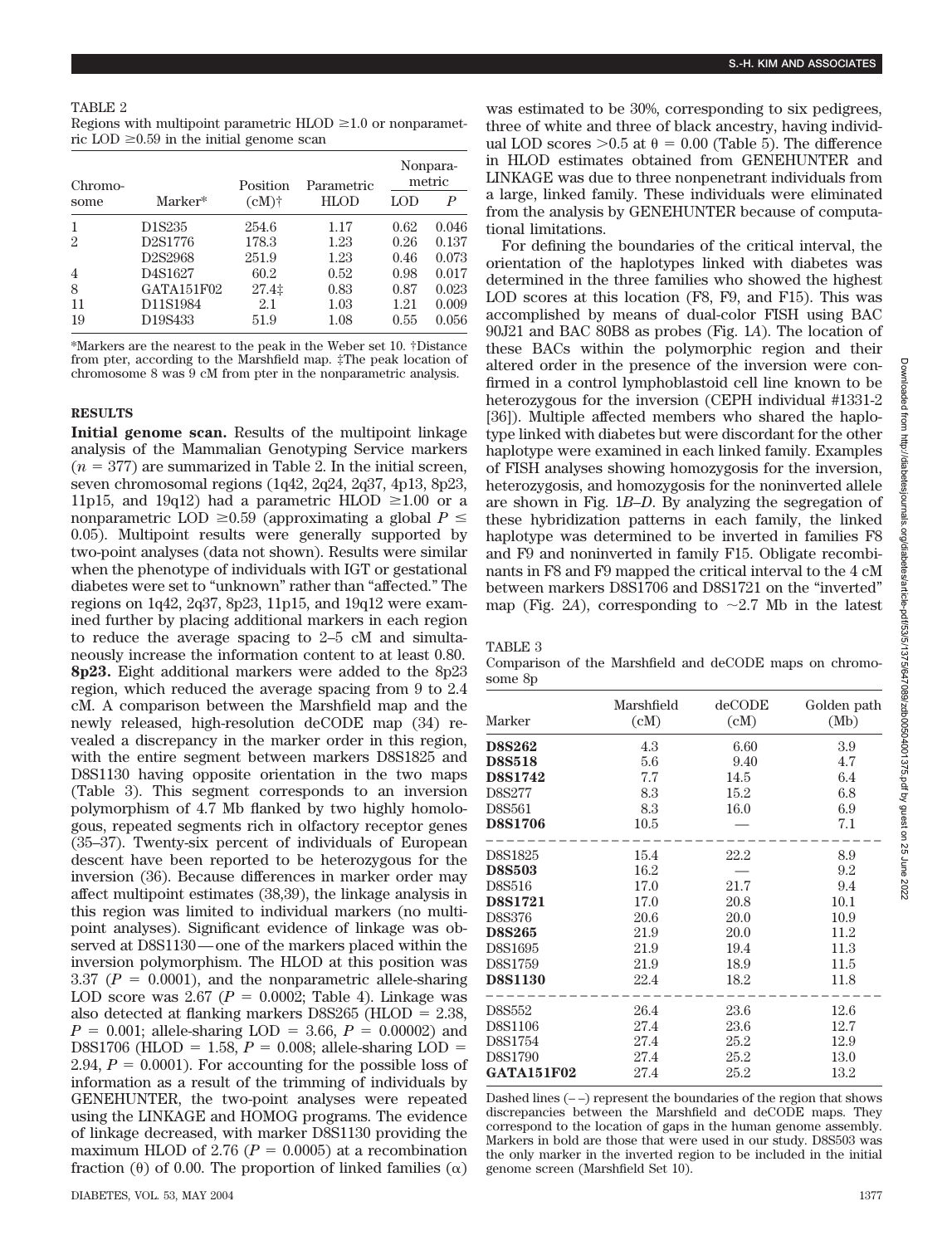TABLE 2

Regions with multipoint parametric HLOD ≥1.0 or nonparametric LOD ≥0.59 in the initial genome scan

| Chromosome | Marker* | Position (cM)† | Parametric HLOD | Nonparametric | |
|---|---|---|---|---|---|
| | | | | LOD | P |
| 1 | D1S235 | 254.6 | 1.17 | 0.62 | 0.046 |
| 2 | D2S1776 | 178.3 | 1.23 | 0.26 | 0.137 |
| | D2S2968 | 251.9 | 1.23 | 0.46 | 0.073 |
| 4 | D4S1627 | 60.2 | 0.52 | 0.98 | 0.017 |
| 8 | GATA151F02 | 27.4‡ | 0.83 | 0.87 | 0.023 |
| 11 | D11S1984 | 2.1 | 1.03 | 1.21 | 0.009 |
| 19 | D19S433 | 51.9 | 1.08 | 0.55 | 0.056 |

*Markers are the nearest to the peak in the Weber set 10. †Distance from pter, according to the Marshfield map. ‡The peak location of chromosome 8 was 9 cM from pter in the nonparametric analysis.

## RESULTS

**Initial genome scan.** Results of the multipoint linkage analysis of the Mammalian Genotyping Service markers ($n = 377$) are summarized in Table 2. In the initial screen, seven chromosomal regions (1q42, 2q24, 2q37, 4p13, 8p23, 11p15, and 19q12) had a parametric HLOD ≥1.00 or a nonparametric LOD ≥0.59 (approximating a global $P \leq 0.05$). Multipoint results were generally supported by two-point analyses (data not shown). Results were similar when the phenotype of individuals with IGT or gestational diabetes were set to "unknown" rather than "affected." The regions on 1q42, 2q37, 8p23, 11p15, and 19q12 were examined further by placing additional markers in each region to reduce the average spacing to 2–5 cM and simultaneously increase the information content to at least 0.80.

**8p23.** Eight additional markers were added to the 8p23 region, which reduced the average spacing from 9 to 2.4 cM. A comparison between the Marshfield map and the newly released, high-resolution deCODE map (34) revealed a discrepancy in the marker order in this region, with the entire segment between markers D8S1825 and D8S1130 having opposite orientation in the two maps (Table 3). This segment corresponds to an inversion polymorphism of 4.7 Mb flanked by two highly homologous, repeated segments rich in olfactory receptor genes (35–37). Twenty-six percent of individuals of European descent have been reported to be heterozygous for the inversion (36). Because differences in marker order may affect multipoint estimates (38,39), the linkage analysis in this region was limited to individual markers (no multipoint analyses). Significant evidence of linkage was observed at D8S1130—one of the markers placed within the inversion polymorphism. The HLOD at this position was 3.37 ($P = 0.0001$), and the nonparametric allele-sharing LOD score was 2.67 ($P = 0.0002$; Table 4). Linkage was also detected at flanking markers D8S265 (HLOD = 2.38, $P = 0.001$; allele-sharing LOD = 3.66, $P = 0.00002$) and D8S1706 (HLOD = 1.58, $P = 0.008$; allele-sharing LOD = 2.94, $P = 0.0001$). For accounting for the possible loss of information as a result of the trimming of individuals by GENEHUNTER, the two-point analyses were repeated using the LINKAGE and HOMOG programs. The evidence of linkage decreased, with marker D8S1130 providing the maximum HLOD of 2.76 ($P = 0.0005$) at a recombination fraction ($\theta$) of 0.00. The proportion of linked families ($\alpha$) was estimated to be 30%, corresponding to six pedigrees, three of white and three of black ancestry, having individual LOD scores >0.5 at $\theta = 0.00$ (Table 5). The difference in HLOD estimates obtained from GENEHUNTER and LINKAGE was due to three nonpenetrant individuals from a large, linked family. These individuals were eliminated from the analysis by GENEHUNTER because of computational limitations.

For defining the boundaries of the critical interval, the orientation of the haplotypes linked with diabetes was determined in the three families who showed the highest LOD scores at this location (F8, F9, and F15). This was accomplished by means of dual-color FISH using BAC 90J21 and BAC 80B8 as probes (Fig. 1*A*). The location of these BACs within the polymorphic region and their altered order in the presence of the inversion were confirmed in a control lymphoblastoid cell line known to be heterozygous for the inversion (CEPH individual #1331-2 [36]). Multiple affected members who shared the haplotype linked with diabetes but were discordant for the other haplotype were examined in each linked family. Examples of FISH analyses showing homozygosis for the inversion, heterozygosis, and homozygosis for the noninverted allele are shown in Fig. 1*B–D*. By analyzing the segregation of these hybridization patterns in each family, the linked haplotype was determined to be inverted in families F8 and F9 and noninverted in family F15. Obligate recombinants in F8 and F9 mapped the critical interval to the 4 cM between markers D8S1706 and D8S1721 on the "inverted" map (Fig. 2*A*), corresponding to ~2.7 Mb in the latest

TABLE 3

Comparison of the Marshfield and deCODE maps on chromosome 8p

| Marker | Marshfield (cM) | deCODE (cM) | Golden path (Mb) |
|---|---|---|---|
| **D8S262** | 4.3 | 6.60 | 3.9 |
| **D8S518** | 5.6 | 9.40 | 4.7 |
| **D8S1742** | 7.7 | 14.5 | 6.4 |
| D8S277 | 8.3 | 15.2 | 6.8 |
| D8S561 | 8.3 | 16.0 | 6.9 |
| **D8S1706** | 10.5 | — | 7.1 |
| D8S1825 | 15.4 | 22.2 | 8.9 |
| **D8S503** | 16.2 | — | 9.2 |
| D8S516 | 17.0 | 21.7 | 9.4 |
| **D8S1721** | 17.0 | 20.8 | 10.1 |
| D8S376 | 20.6 | 20.0 | 10.9 |
| **D8S265** | 21.9 | 20.0 | 11.2 |
| D8S1695 | 21.9 | 19.4 | 11.3 |
| D8S1759 | 21.9 | 18.9 | 11.5 |
| **D8S1130** | 22.4 | 18.2 | 11.8 |
| D8S552 | 26.4 | 23.6 | 12.6 |
| D8S1106 | 27.4 | 23.6 | 12.7 |
| D8S1754 | 27.4 | 25.2 | 12.9 |
| D8S1790 | 27.4 | 25.2 | 13.0 |
| **GATA151F02** | 27.4 | 25.2 | 13.2 |

Dashed lines (– –) represent the boundaries of the region that shows discrepancies between the Marshfield and deCODE maps. They correspond to the location of gaps in the human genome assembly. Markers in bold are those that were used in our study. D8S503 was the only marker in the inverted region to be included in the initial genome screen (Marshfield Set 10).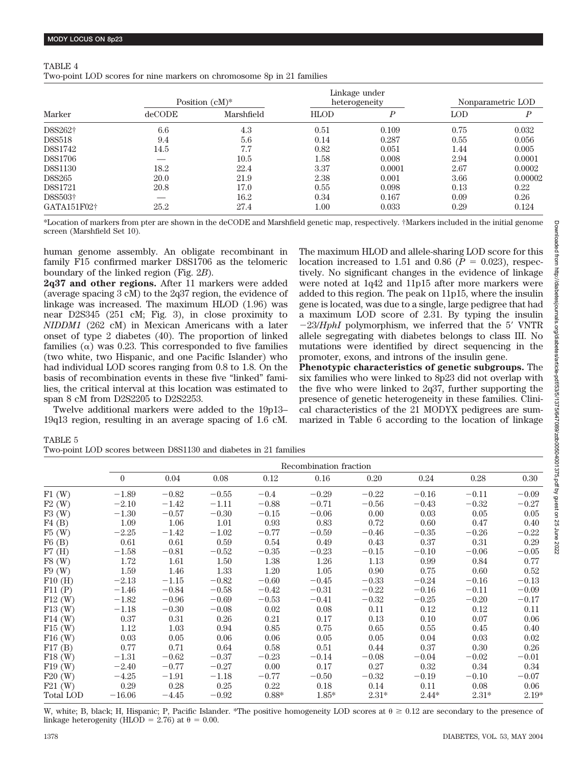TABLE 4
Two-point LOD scores for nine markers on chromosome 8p in 21 families

| Marker | Position (cM)* | | Linkage under heterogeneity | | Nonparametric LOD | |
|---|---|---|---|---|---|---|
| | deCODE | Marshfield | HLOD | $P$ | LOD | $P$ |
| D8S262† | 6.6 | 4.3 | 0.51 | 0.109 | 0.75 | 0.032 |
| D8S518 | 9.4 | 5.6 | 0.14 | 0.287 | 0.55 | 0.056 |
| D8S1742 | 14.5 | 7.7 | 0.82 | 0.051 | 1.44 | 0.005 |
| D8S1706 | — | 10.5 | 1.58 | 0.008 | 2.94 | 0.0001 |
| D8S1130 | 18.2 | 22.4 | 3.37 | 0.0001 | 2.67 | 0.0002 |
| D8S265 | 20.0 | 21.9 | 2.38 | 0.001 | 3.66 | 0.00002 |
| D8S1721 | 20.8 | 17.0 | 0.55 | 0.098 | 0.13 | 0.22 |
| D8S503† | — | 16.2 | 0.34 | 0.167 | 0.09 | 0.26 |
| GATA151F02† | 25.2 | 27.4 | 1.00 | 0.033 | 0.29 | 0.124 |

*Location of markers from pter are shown in the deCODE and Marshfield genetic map, respectively. †Markers included in the initial genome screen (Marshfield Set 10).

human genome assembly. An obligate recombinant in family F15 confirmed marker D8S1706 as the telomeric boundary of the linked region (Fig. 2*B*).

**2q37 and other regions.** After 11 markers were added (average spacing 3 cM) to the 2q37 region, the evidence of linkage was increased. The maximum HLOD (1.96) was near D2S345 (251 cM; Fig. 3), in close proximity to *NIDDM1* (262 cM) in Mexican Americans with a later onset of type 2 diabetes (40). The proportion of linked families ($\alpha$) was 0.23. This corresponded to five families (two white, two Hispanic, and one Pacific Islander) who had individual LOD scores ranging from 0.8 to 1.8. On the basis of recombination events in these five "linked" families, the critical interval at this location was estimated to span 8 cM from D2S2205 to D2S2253.

Twelve additional markers were added to the 19p13–19q13 region, resulting in an average spacing of 1.6 cM. The maximum HLOD and allele-sharing LOD score for this location increased to 1.51 and 0.86 ($P = 0.023$), respectively. No significant changes in the evidence of linkage were noted at 1q42 and 11p15 after more markers were added to this region. The peak on 11p15, where the insulin gene is located, was due to a single, large pedigree that had a maximum LOD score of 2.31. By typing the insulin −23/*HphI* polymorphism, we inferred that the 5′ VNTR allele segregating with diabetes belongs to class III. No mutations were identified by direct sequencing in the promoter, exons, and introns of the insulin gene.

**Phenotypic characteristics of genetic subgroups.** The six families who were linked to 8p23 did not overlap with the five who were linked to 2q37, further supporting the presence of genetic heterogeneity in these families. Clinical characteristics of the 21 MODYX pedigrees are summarized in Table 6 according to the location of linkage

TABLE 5
Two-point LOD scores between D8S1130 and diabetes in 21 families

| | Recombination fraction | | | | | | | | |
|---|---|---|---|---|---|---|---|---|---|
| | 0 | 0.04 | 0.08 | 0.12 | 0.16 | 0.20 | 0.24 | 0.28 | 0.30 |
| F1 (W) | −1.89 | −0.82 | −0.55 | −0.4 | −0.29 | −0.22 | −0.16 | −0.11 | −0.09 |
| F2 (W) | −2.10 | −1.42 | −1.11 | −0.88 | −0.71 | −0.56 | −0.43 | −0.32 | −0.27 |
| F3 (W) | −1.30 | −0.57 | −0.30 | −0.15 | −0.06 | 0.00 | 0.03 | 0.05 | 0.05 |
| F4 (B) | 1.09 | 1.06 | 1.01 | 0.93 | 0.83 | 0.72 | 0.60 | 0.47 | 0.40 |
| F5 (W) | −2.25 | −1.42 | −1.02 | −0.77 | −0.59 | −0.46 | −0.35 | −0.26 | −0.22 |
| F6 (B) | 0.61 | 0.61 | 0.59 | 0.54 | 0.49 | 0.43 | 0.37 | 0.31 | 0.29 |
| F7 (H) | −1.58 | −0.81 | −0.52 | −0.35 | −0.23 | −0.15 | −0.10 | −0.06 | −0.05 |
| F8 (W) | 1.72 | 1.61 | 1.50 | 1.38 | 1.26 | 1.13 | 0.99 | 0.84 | 0.77 |
| F9 (W) | 1.59 | 1.46 | 1.33 | 1.20 | 1.05 | 0.90 | 0.75 | 0.60 | 0.52 |
| F10 (H) | −2.13 | −1.15 | −0.82 | −0.60 | −0.45 | −0.33 | −0.24 | −0.16 | −0.13 |
| F11 (P) | −1.46 | −0.84 | −0.58 | −0.42 | −0.31 | −0.22 | −0.16 | −0.11 | −0.09 |
| F12 (W) | −1.82 | −0.96 | −0.69 | −0.53 | −0.41 | −0.32 | −0.25 | −0.20 | −0.17 |
| F13 (W) | −1.18 | −0.30 | −0.08 | 0.02 | 0.08 | 0.11 | 0.12 | 0.12 | 0.11 |
| F14 (W) | 0.37 | 0.31 | 0.26 | 0.21 | 0.17 | 0.13 | 0.10 | 0.07 | 0.06 |
| F15 (W) | 1.12 | 1.03 | 0.94 | 0.85 | 0.75 | 0.65 | 0.55 | 0.45 | 0.40 |
| F16 (W) | 0.03 | 0.05 | 0.06 | 0.06 | 0.05 | 0.05 | 0.04 | 0.03 | 0.02 |
| F17 (B) | 0.77 | 0.71 | 0.64 | 0.58 | 0.51 | 0.44 | 0.37 | 0.30 | 0.26 |
| F18 (W) | −1.31 | −0.62 | −0.37 | −0.23 | −0.14 | −0.08 | −0.04 | −0.02 | −0.01 |
| F19 (W) | −2.40 | −0.77 | −0.27 | 0.00 | 0.17 | 0.27 | 0.32 | 0.34 | 0.34 |
| F20 (W) | −4.25 | −1.91 | −1.18 | −0.77 | −0.50 | −0.32 | −0.19 | −0.10 | −0.07 |
| F21 (W) | 0.29 | 0.28 | 0.25 | 0.22 | 0.18 | 0.14 | 0.11 | 0.08 | 0.06 |
| Total LOD | −16.06 | −4.45 | −0.92 | 0.88* | 1.85* | 2.31* | 2.44* | 2.31* | 2.19* |

W, white; B, black; H, Hispanic; P, Pacific Islander. *The positive homogeneity LOD scores at $\theta \geq 0.12$ are secondary to the presence of linkage heterogenity (HLOD = 2.76) at $\theta = 0.00$.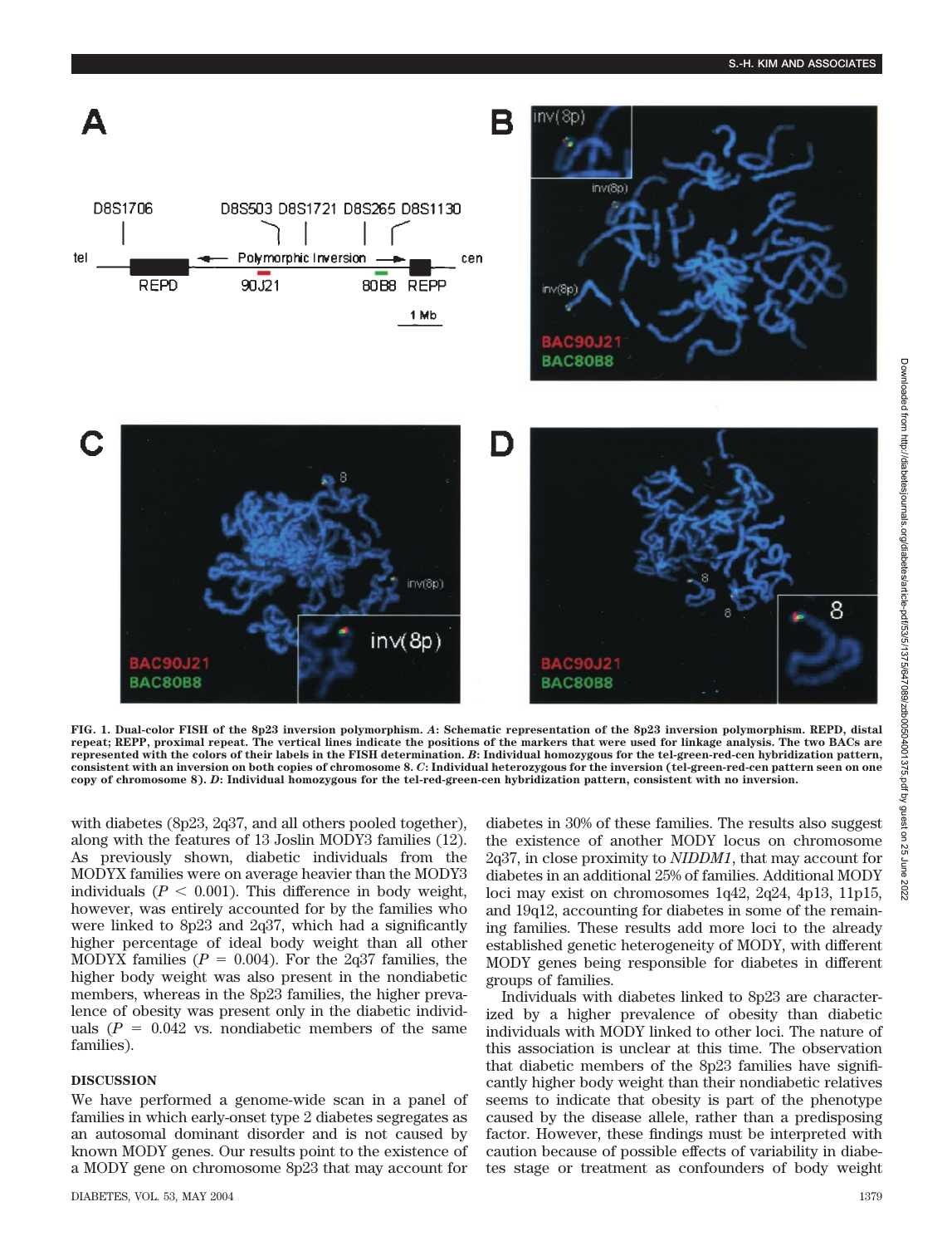FIG. 1. **Dual-color FISH of the 8p23 inversion polymorphism.** ***A*: Schematic representation of the 8p23 inversion polymorphism. REPD, distal repeat; REPP, proximal repeat. The vertical lines indicate the positions of the markers that were used for linkage analysis. The two BACs are represented with the colors of their labels in the FISH determination. *B*: Individual homozygous for the tel-green-red-cen hybridization pattern, consistent with an inversion on both copies of chromosome 8. *C*: Individual heterozygous for the inversion (tel-green-red-cen pattern seen on one copy of chromosome 8). *D*: Individual homozygous for the tel-red-green-cen hybridization pattern, consistent with no inversion.**

with diabetes (8p23, 2q37, and all others pooled together), along with the features of 13 Joslin MODY3 families (12). As previously shown, diabetic individuals from the MODYX families were on average heavier than the MODY3 individuals ($P < 0.001$). This difference in body weight, however, was entirely accounted for by the families who were linked to 8p23 and 2q37, which had a significantly higher percentage of ideal body weight than all other MODYX families ($P = 0.004$). For the 2q37 families, the higher body weight was also present in the nondiabetic members, whereas in the 8p23 families, the higher prevalence of obesity was present only in the diabetic individuals ($P = 0.042$ vs. nondiabetic members of the same families).

## DISCUSSION

We have performed a genome-wide scan in a panel of families in which early-onset type 2 diabetes segregates as an autosomal dominant disorder and is not caused by known MODY genes. Our results point to the existence of a MODY gene on chromosome 8p23 that may account for diabetes in 30% of these families. The results also suggest the existence of another MODY locus on chromosome 2q37, in close proximity to *NIDDM1*, that may account for diabetes in an additional 25% of families. Additional MODY loci may exist on chromosomes 1q42, 2q24, 4p13, 11p15, and 19q12, accounting for diabetes in some of the remaining families. These results add more loci to the already established genetic heterogeneity of MODY, with different MODY genes being responsible for diabetes in different groups of families.

Individuals with diabetes linked to 8p23 are characterized by a higher prevalence of obesity than diabetic individuals with MODY linked to other loci. The nature of this association is unclear at this time. The observation that diabetic members of the 8p23 families have significantly higher body weight than their nondiabetic relatives seems to indicate that obesity is part of the phenotype caused by the disease allele, rather than a predisposing factor. However, these findings must be interpreted with caution because of possible effects of variability in diabetes stage or treatment as confounders of body weight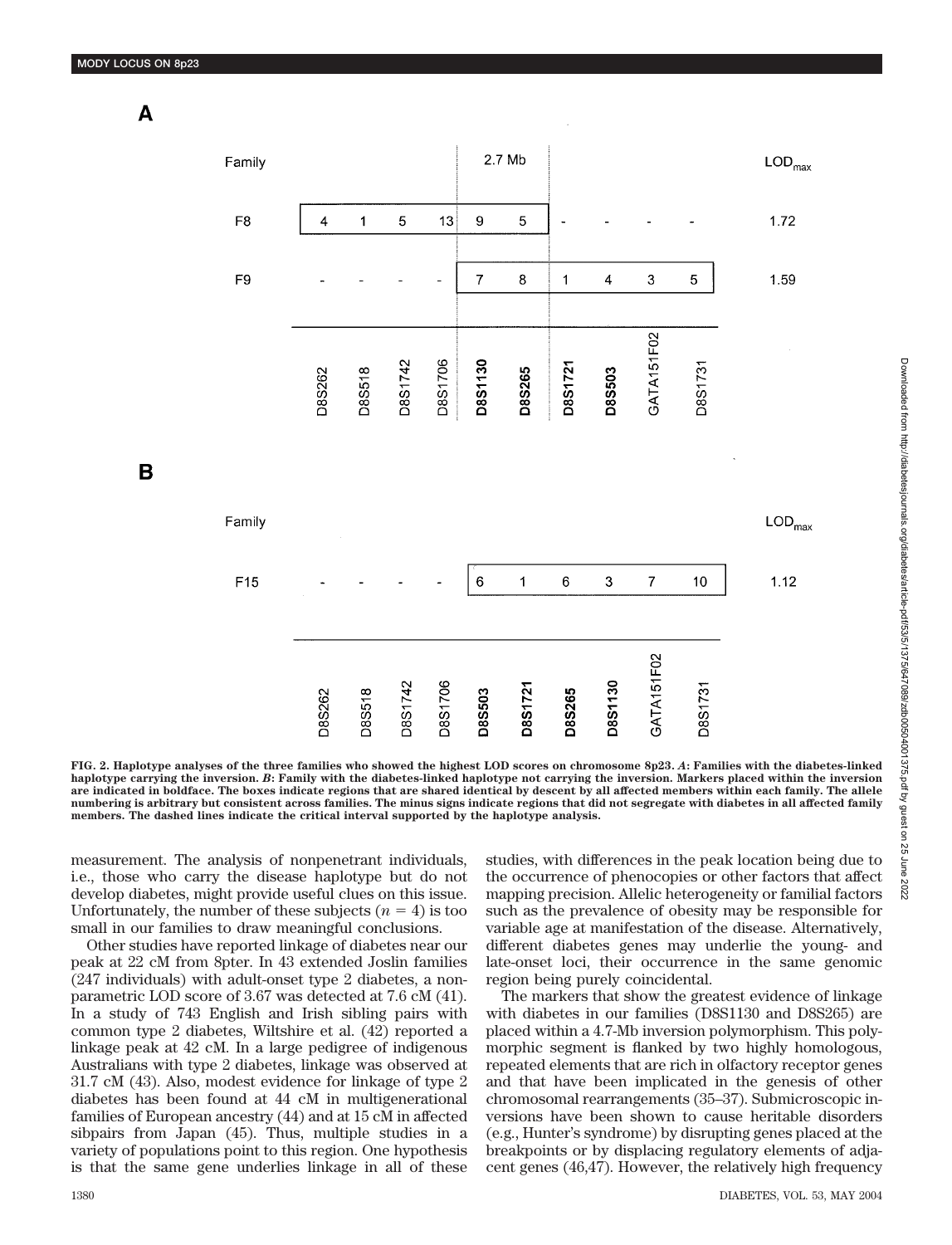**A**

| Family | | | | | 2.7 Mb | | | | | | LOD$_{max}$ |
|---|---|---|---|---|---|---|---|---|---|---|---|
| F8 | 4 | 1 | 5 | 13 | 9 | 5 | - | - | - | - | 1.72 |
| F9 | - | - | - | - | 7 | 8 | 1 | 4 | 3 | 5 | 1.59 |
| | D8S262 | D8S518 | D8S1742 | D8S1706 | **D8S1130** | **D8S265** | **D8S1721** | **D8S503** | GATA151F02 | D8S1731 | |

**B**

| Family | | | | | | | | | | | LOD$_{max}$ |
|---|---|---|---|---|---|---|---|---|---|---|---|
| F15 | - | - | - | - | 6 | 1 | 6 | 3 | 7 | 10 | 1.12 |
| | D8S262 | D8S518 | D8S1742 | D8S1706 | **D8S503** | **D8S1721** | **D8S265** | **D8S1130** | GATA151F02 | D8S1731 | |

**FIG. 2. Haplotype analyses of the three families who showed the highest LOD scores on chromosome 8p23. *A*: Families with the diabetes-linked haplotype carrying the inversion. *B*: Family with the diabetes-linked haplotype not carrying the inversion. Markers placed within the inversion are indicated in boldface. The boxes indicate regions that are shared identical by descent by all affected members within each family. The allele numbering is arbitrary but consistent across families. The minus signs indicate regions that did not segregate with diabetes in all affected family members. The dashed lines indicate the critical interval supported by the haplotype analysis.**

measurement. The analysis of nonpenetrant individuals, i.e., those who carry the disease haplotype but do not develop diabetes, might provide useful clues on this issue. Unfortunately, the number of these subjects ($n = 4$) is too small in our families to draw meaningful conclusions.

Other studies have reported linkage of diabetes near our peak at 22 cM from 8pter. In 43 extended Joslin families (247 individuals) with adult-onset type 2 diabetes, a nonparametric LOD score of 3.67 was detected at 7.6 cM (41). In a study of 743 English and Irish sibling pairs with common type 2 diabetes, Wiltshire et al. (42) reported a linkage peak at 42 cM. In a large pedigree of indigenous Australians with type 2 diabetes, linkage was observed at 31.7 cM (43). Also, modest evidence for linkage of type 2 diabetes has been found at 44 cM in multigenerational families of European ancestry (44) and at 15 cM in affected sibpairs from Japan (45). Thus, multiple studies in a variety of populations point to this region. One hypothesis is that the same gene underlies linkage in all of these studies, with differences in the peak location being due to the occurrence of phenocopies or other factors that affect mapping precision. Allelic heterogeneity or familial factors such as the prevalence of obesity may be responsible for variable age at manifestation of the disease. Alternatively, different diabetes genes may underlie the young- and late-onset loci, their occurrence in the same genomic region being purely coincidental.

The markers that show the greatest evidence of linkage with diabetes in our families (D8S1130 and D8S265) are placed within a 4.7-Mb inversion polymorphism. This polymorphic segment is flanked by two highly homologous, repeated elements that are rich in olfactory receptor genes and that have been implicated in the genesis of other chromosomal rearrangements (35–37). Submicroscopic inversions have been shown to cause heritable disorders (e.g., Hunter's syndrome) by disrupting genes placed at the breakpoints or by displacing regulatory elements of adjacent genes (46,47). However, the relatively high frequency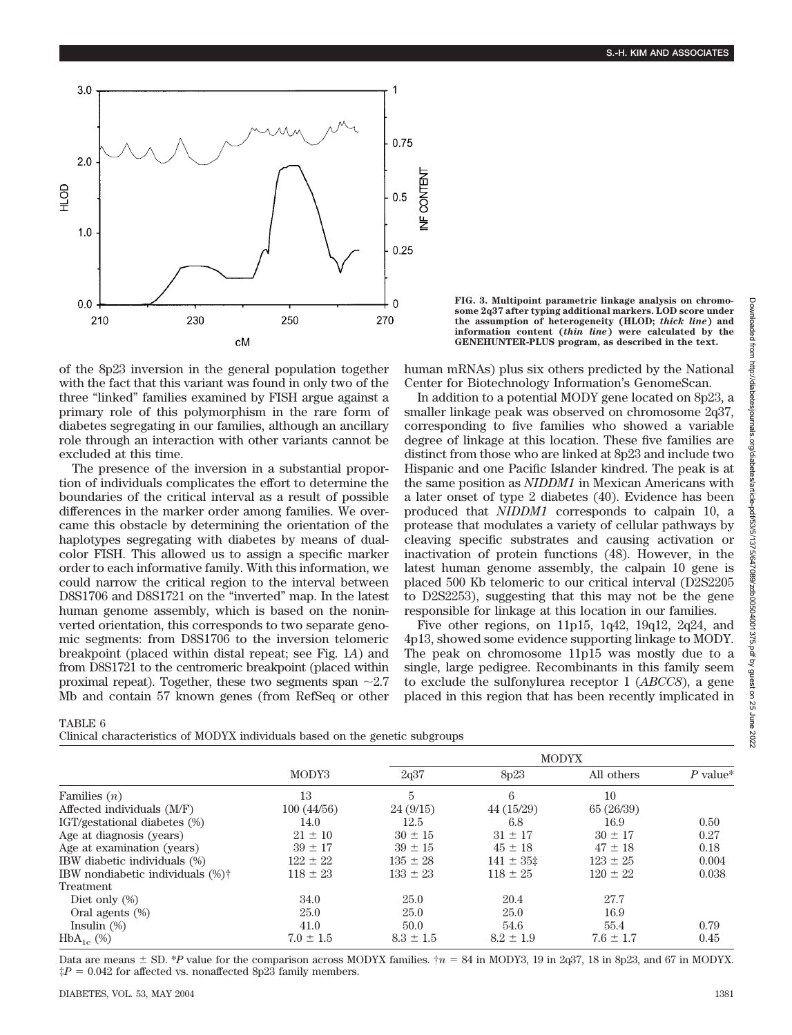FIG. 3. Multipoint parametric linkage analysis on chromosome 2q37 after typing additional markers. LOD score under the assumption of heterogeneity (HLOD; *thick line*) and information content (*thin line*) were calculated by the GENEHUNTER-PLUS program, as described in the text.

of the 8p23 inversion in the general population together with the fact that this variant was found in only two of the three "linked" families examined by FISH argue against a primary role of this polymorphism in the rare form of diabetes segregating in our families, although an ancillary role through an interaction with other variants cannot be excluded at this time.

The presence of the inversion in a substantial proportion of individuals complicates the effort to determine the boundaries of the critical interval as a result of possible differences in the marker order among families. We overcame this obstacle by determining the orientation of the haplotypes segregating with diabetes by means of dual-color FISH. This allowed us to assign a specific marker order to each informative family. With this information, we could narrow the critical region to the interval between D8S1706 and D8S1721 on the "inverted" map. In the latest human genome assembly, which is based on the noninverted orientation, this corresponds to two separate genomic segments: from D8S1706 to the inversion telomeric breakpoint (placed within distal repeat; see Fig. 1*A*) and from D8S1721 to the centromeric breakpoint (placed within proximal repeat). Together, these two segments span ~2.7 Mb and contain 57 known genes (from RefSeq or other human mRNAs) plus six others predicted by the National Center for Biotechnology Information's GenomeScan.

In addition to a potential MODY gene located on 8p23, a smaller linkage peak was observed on chromosome 2q37, corresponding to five families who showed a variable degree of linkage at this location. These five families are distinct from those who are linked at 8p23 and include two Hispanic and one Pacific Islander kindred. The peak is at the same position as *NIDDM1* in Mexican Americans with a later onset of type 2 diabetes (40). Evidence has been produced that *NIDDM1* corresponds to calpain 10, a protease that modulates a variety of cellular pathways by cleaving specific substrates and causing activation or inactivation of protein functions (48). However, in the latest human genome assembly, the calpain 10 gene is placed 500 Kb telomeric to our critical interval (D2S2205 to D2S2253), suggesting that this may not be the gene responsible for linkage at this location in our families.

Five other regions, on 11p15, 1q42, 19q12, 2q24, and 4p13, showed some evidence supporting linkage to MODY. The peak on chromosome 11p15 was mostly due to a single, large pedigree. Recombinants in this family seem to exclude the sulfonylurea receptor 1 (*ABCC8*), a gene placed in this region that has been recently implicated in

TABLE 6
Clinical characteristics of MODYX individuals based on the genetic subgroups

| | MODY3 | MODYX | | | |
|---|---|---|---|---|---|
| | | 2q37 | 8p23 | All others | *P* value* |
| Families (*n*) | 13 | 5 | 6 | 10 | |
| Affected individuals (M/F) | 100 (44/56) | 24 (9/15) | 44 (15/29) | 65 (26/39) | |
| IGT/gestational diabetes (%) | 14.0 | 12.5 | 6.8 | 16.9 | 0.50 |
| Age at diagnosis (years) | 21 ± 10 | 30 ± 15 | 31 ± 17 | 30 ± 17 | 0.27 |
| Age at examination (years) | 39 ± 17 | 39 ± 15 | 45 ± 18 | 47 ± 18 | 0.18 |
| IBW diabetic individuals (%) | 122 ± 22 | 135 ± 28 | 141 ± 35‡ | 123 ± 25 | 0.004 |
| IBW nondiabetic individuals (%)† | 118 ± 23 | 133 ± 23 | 118 ± 25 | 120 ± 22 | 0.038 |
| Treatment | | | | | |
| Diet only (%) | 34.0 | 25.0 | 20.4 | 27.7 | |
| Oral agents (%) | 25.0 | 25.0 | 25.0 | 16.9 | |
| Insulin (%) | 41.0 | 50.0 | 54.6 | 55.4 | 0.79 |
| $HbA_{1c}$ (%) | 7.0 ± 1.5 | 8.3 ± 1.5 | 8.2 ± 1.9 | 7.6 ± 1.7 | 0.45 |

Data are means ± SD. **P* value for the comparison across MODYX families. †*n* = 84 in MODY3, 19 in 2q37, 18 in 8p23, and 67 in MODYX. ‡*P* = 0.042 for affected vs. nonaffected 8p23 family members.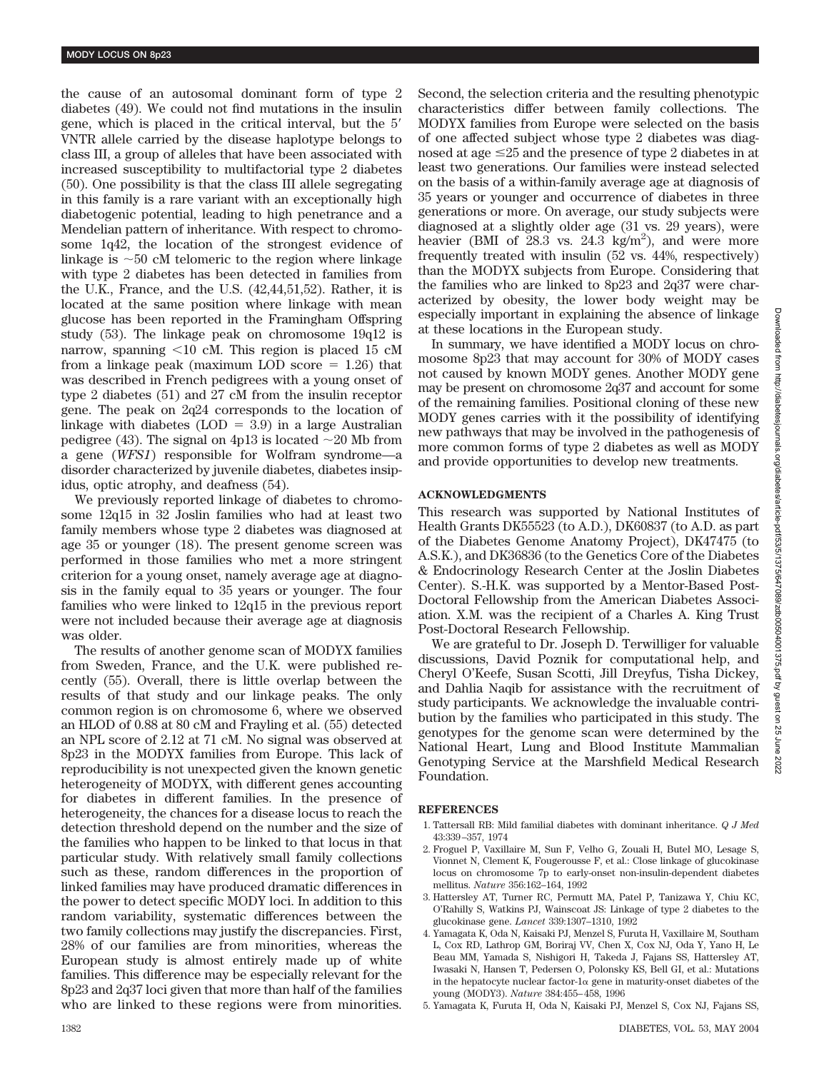the cause of an autosomal dominant form of type 2 diabetes (49). We could not find mutations in the insulin gene, which is placed in the critical interval, but the 5′ VNTR allele carried by the disease haplotype belongs to class III, a group of alleles that have been associated with increased susceptibility to multifactorial type 2 diabetes (50). One possibility is that the class III allele segregating in this family is a rare variant with an exceptionally high diabetogenic potential, leading to high penetrance and a Mendelian pattern of inheritance. With respect to chromosome 1q42, the location of the strongest evidence of linkage is ~50 cM telomeric to the region where linkage with type 2 diabetes has been detected in families from the U.K., France, and the U.S. (42,44,51,52). Rather, it is located at the same position where linkage with mean glucose has been reported in the Framingham Offspring study (53). The linkage peak on chromosome 19q12 is narrow, spanning <10 cM. This region is placed 15 cM from a linkage peak (maximum LOD score = 1.26) that was described in French pedigrees with a young onset of type 2 diabetes (51) and 27 cM from the insulin receptor gene. The peak on 2q24 corresponds to the location of linkage with diabetes (LOD = 3.9) in a large Australian pedigree (43). The signal on 4p13 is located ~20 Mb from a gene (*WFS1*) responsible for Wolfram syndrome—a disorder characterized by juvenile diabetes, diabetes insipidus, optic atrophy, and deafness (54).

We previously reported linkage of diabetes to chromosome 12q15 in 32 Joslin families who had at least two family members whose type 2 diabetes was diagnosed at age 35 or younger (18). The present genome screen was performed in those families who met a more stringent criterion for a young onset, namely average age at diagnosis in the family equal to 35 years or younger. The four families who were linked to 12q15 in the previous report were not included because their average age at diagnosis was older.

The results of another genome scan of MODYX families from Sweden, France, and the U.K. were published recently (55). Overall, there is little overlap between the results of that study and our linkage peaks. The only common region is on chromosome 6, where we observed an HLOD of 0.88 at 80 cM and Frayling et al. (55) detected an NPL score of 2.12 at 71 cM. No signal was observed at 8p23 in the MODYX families from Europe. This lack of reproducibility is not unexpected given the known genetic heterogeneity of MODYX, with different genes accounting for diabetes in different families. In the presence of heterogeneity, the chances for a disease locus to reach the detection threshold depend on the number and the size of the families who happen to be linked to that locus in that particular study. With relatively small family collections such as these, random differences in the proportion of linked families may have produced dramatic differences in the power to detect specific MODY loci. In addition to this random variability, systematic differences between the two family collections may justify the discrepancies. First, 28% of our families are from minorities, whereas the European study is almost entirely made up of white families. This difference may be especially relevant for the 8p23 and 2q37 loci given that more than half of the families who are linked to these regions were from minorities. Second, the selection criteria and the resulting phenotypic characteristics differ between family collections. The MODYX families from Europe were selected on the basis of one affected subject whose type 2 diabetes was diagnosed at age ≤25 and the presence of type 2 diabetes in at least two generations. Our families were instead selected on the basis of a within-family average age at diagnosis of 35 years or younger and occurrence of diabetes in three generations or more. On average, our study subjects were diagnosed at a slightly older age (31 vs. 29 years), were heavier (BMI of 28.3 vs. 24.3 kg/m$^2$), and were more frequently treated with insulin (52 vs. 44%, respectively) than the MODYX subjects from Europe. Considering that the families who are linked to 8p23 and 2q37 were characterized by obesity, the lower body weight may be especially important in explaining the absence of linkage at these locations in the European study.

In summary, we have identified a MODY locus on chromosome 8p23 that may account for 30% of MODY cases not caused by known MODY genes. Another MODY gene may be present on chromosome 2q37 and account for some of the remaining families. Positional cloning of these new MODY genes carries with it the possibility of identifying new pathways that may be involved in the pathogenesis of more common forms of type 2 diabetes as well as MODY and provide opportunities to develop new treatments.

## ACKNOWLEDGMENTS

This research was supported by National Institutes of Health Grants DK55523 (to A.D.), DK60837 (to A.D. as part of the Diabetes Genome Anatomy Project), DK47475 (to A.S.K.), and DK36836 (to the Genetics Core of the Diabetes & Endocrinology Research Center at the Joslin Diabetes Center). S.-H.K. was supported by a Mentor-Based Post-Doctoral Fellowship from the American Diabetes Association. X.M. was the recipient of a Charles A. King Trust Post-Doctoral Research Fellowship.

We are grateful to Dr. Joseph D. Terwilliger for valuable discussions, David Poznik for computational help, and Cheryl O'Keefe, Susan Scotti, Jill Dreyfus, Tisha Dickey, and Dahlia Naqib for assistance with the recruitment of study participants. We acknowledge the invaluable contribution by the families who participated in this study. The genotypes for the genome scan were determined by the National Heart, Lung and Blood Institute Mammalian Genotyping Service at the Marshfield Medical Research Foundation.

## REFERENCES

1. Tattersall RB: Mild familial diabetes with dominant inheritance. *Q J Med* 43:339–357, 1974
2. Froguel P, Vaxillaire M, Sun F, Velho G, Zouali H, Butel MO, Lesage S, Vionnet N, Clement K, Fougerousse F, et al.: Close linkage of glucokinase locus on chromosome 7p to early-onset non-insulin-dependent diabetes mellitus. *Nature* 356:162–164, 1992
3. Hattersley AT, Turner RC, Permutt MA, Patel P, Tanizawa Y, Chiu KC, O'Rahilly S, Watkins PJ, Wainscoat JS: Linkage of type 2 diabetes to the glucokinase gene. *Lancet* 339:1307–1310, 1992
4. Yamagata K, Oda N, Kaisaki PJ, Menzel S, Furuta H, Vaxillaire M, Southam L, Cox RD, Lathrop GM, Boriraj VV, Chen X, Cox NJ, Oda Y, Yano H, Le Beau MM, Yamada S, Nishigori H, Takeda J, Fajans SS, Hattersley AT, Iwasaki N, Hansen T, Pedersen O, Polonsky KS, Bell GI, et al.: Mutations in the hepatocyte nuclear factor-1α gene in maturity-onset diabetes of the young (MODY3). *Nature* 384:455–458, 1996
5. Yamagata K, Furuta H, Oda N, Kaisaki PJ, Menzel S, Cox NJ, Fajans SS,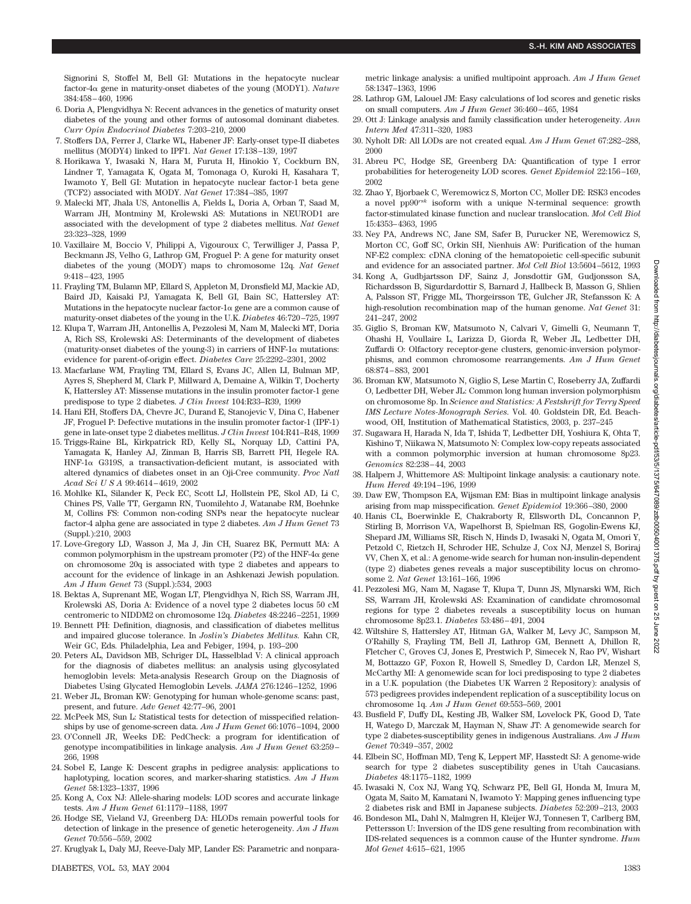Signorini S, Stoffel M, Bell GI: Mutations in the hepatocyte nuclear factor-4α gene in maturity-onset diabetes of the young (MODY1). *Nature* 384:458–460, 1996

6. Doria A, Plengvidhya N: Recent advances in the genetics of maturity onset diabetes of the young and other forms of autosomal dominant diabetes. *Curr Opin Endocrinol Diabetes* 7:203–210, 2000
7. Stoffers DA, Ferrer J, Clarke WL, Habener JF: Early-onset type-II diabetes mellitus (MODY4) linked to IPF1. *Nat Genet* 17:138–139, 1997
8. Horikawa Y, Iwasaki N, Hara M, Furuta H, Hinokio Y, Cockburn BN, Lindner T, Yamagata K, Ogata M, Tomonaga O, Kuroki H, Kasahara T, Iwamoto Y, Bell GI: Mutation in hepatocyte nuclear factor-1 beta gene (TCF2) associated with MODY. *Nat Genet* 17:384–385, 1997
9. Malecki MT, Jhala US, Antonellis A, Fields L, Doria A, Orban T, Saad M, Warram JH, Montminy M, Krolewski AS: Mutations in NEUROD1 are associated with the development of type 2 diabetes mellitus. *Nat Genet* 23:323–328, 1999
10. Vaxillaire M, Boccio V, Philippi A, Vigouroux C, Terwilliger J, Passa P, Beckmann JS, Velho G, Lathrop GM, Froguel P: A gene for maturity onset diabetes of the young (MODY) maps to chromosome 12q. *Nat Genet* 9:418–423, 1995
11. Frayling TM, Bulamn MP, Ellard S, Appleton M, Dronsfield MJ, Mackie AD, Baird JD, Kaisaki PJ, Yamagata K, Bell GI, Bain SC, Hattersley AT: Mutations in the hepatocyte nuclear factor-1α gene are a common cause of maturity-onset diabetes of the young in the U.K. *Diabetes* 46:720–725, 1997
12. Klupa T, Warram JH, Antonellis A, Pezzolesi M, Nam M, Malecki MT, Doria A, Rich SS, Krolewski AS: Determinants of the development of diabetes (maturity-onset diabetes of the young-3) in carriers of HNF-1α mutations: evidence for parent-of-origin effect. *Diabetes Care* 25:2292–2301, 2002
13. Macfarlane WM, Frayling TM, Ellard S, Evans JC, Allen LI, Bulman MP, Ayres S, Shepherd M, Clark P, Millward A, Demaine A, Wilkin T, Docherty K, Hattersley AT: Missense mutations in the insulin promoter factor-1 gene predispose to type 2 diabetes. *J Clin Invest* 104:R33–R39, 1999
14. Hani EH, Stoffers DA, Chevre JC, Durand E, Stanojevic V, Dina C, Habener JF, Froguel P: Defective mutations in the insulin promoter factor-1 (IPF-1) gene in late-onset type 2 diabetes mellitus. *J Clin Invest* 104:R41–R48, 1999
15. Triggs-Raine BL, Kirkpatrick RD, Kelly SL, Norquay LD, Cattini PA, Yamagata K, Hanley AJ, Zinman B, Harris SB, Barrett PH, Hegele RA. HNF-1α G319S, a transactivation-deficient mutant, is associated with altered dynamics of diabetes onset in an Oji-Cree community. *Proc Natl Acad Sci U S A* 99:4614–4619, 2002
16. Mohlke KL, Silander K, Peck EC, Scott LJ, Hollstein PE, Skol AD, Li C, Chines PS, Valle TT, Gergamn RN, Tuomilehto J, Watanabe RM, Boehnke M, Collins FS: Common non-coding SNPs near the hepatocyte nuclear factor-4 alpha gene are associated in type 2 diabetes. *Am J Hum Genet* 73 (Suppl.):210, 2003
17. Love-Gregory LD, Wasson J, Ma J, Jin CH, Suarez BK, Permutt MA: A common polymorphism in the upstream promoter (P2) of the HNF-4α gene on chromosome 20q is associated with type 2 diabetes and appears to account for the evidence of linkage in an Ashkenazi Jewish population. *Am J Hum Genet* 73 (Suppl.):534, 2003
18. Bektas A, Suprenant ME, Wogan LT, Plengvidhya N, Rich SS, Warram JH, Krolewski AS, Doria A: Evidence of a novel type 2 diabetes locus 50 cM centromeric to NIDDM2 on chromosome 12q. *Diabetes* 48:2246–2251, 1999
19. Bennett PH: Definition, diagnosis, and classification of diabetes mellitus and impaired glucose tolerance. In *Joslin's Diabetes Mellitus.* Kahn CR, Weir GC, Eds. Philadelphia, Lea and Febiger, 1994, p. 193–200
20. Peters AL, Davidson MB, Schriger DL, Hasselblad V: A clinical approach for the diagnosis of diabetes mellitus: an analysis using glycosylated hemoglobin levels: Meta-analysis Research Group on the Diagnosis of Diabetes Using Glycated Hemoglobin Levels. *JAMA* 276:1246–1252, 1996
21. Weber JL, Broman KW: Genotyping for human whole-genome scans: past, present, and future. *Adv Genet* 42:77–96, 2001
22. McPeek MS, Sun L: Statistical tests for detection of misspecified relationships by use of genome-screen data. *Am J Hum Genet* 66:1076–1094, 2000
23. O'Connell JR, Weeks DE: PedCheck: a program for identification of genotype incompatibilities in linkage analysis. *Am J Hum Genet* 63:259–266, 1998
24. Sobel E, Lange K: Descent graphs in pedigree analysis: applications to haplotyping, location scores, and marker-sharing statistics. *Am J Hum Genet* 58:1323–1337, 1996
25. Kong A, Cox NJ: Allele-sharing models: LOD scores and accurate linkage tests. *Am J Hum Genet* 61:1179–1188, 1997
26. Hodge SE, Vieland VJ, Greenberg DA: HLODs remain powerful tools for detection of linkage in the presence of genetic heterogeneity. *Am J Hum Genet* 70:556–559, 2002
27. Kruglyak L, Daly MJ, Reeve-Daly MP, Lander ES: Parametric and nonparametric linkage analysis: a unified multipoint approach. *Am J Hum Genet* 58:1347–1363, 1996
28. Lathrop GM, Lalouel JM: Easy calculations of lod scores and genetic risks on small computers. *Am J Hum Genet* 36:460–465, 1984
29. Ott J: Linkage analysis and family classification under heterogeneity. *Ann Intern Med* 47:311–320, 1983
30. Nyholt DR: All LODs are not created equal. *Am J Hum Genet* 67:282–288, 2000
31. Abreu PC, Hodge SE, Greenberg DA: Quantification of type I error probabilities for heterogeneity LOD scores. *Genet Epidemiol* 22:156–169, 2002
32. Zhao Y, Bjorbaek C, Weremowicz S, Morton CC, Moller DE: RSK3 encodes a novel pp90$^{rsk}$ isoform with a unique N-terminal sequence: growth factor-stimulated kinase function and nuclear translocation. *Mol Cell Biol* 15:4353–4363, 1995
33. Ney PA, Andrews NC, Jane SM, Safer B, Purucker NE, Weremowicz S, Morton CC, Goff SC, Orkin SH, Nienhuis AW: Purification of the human NF-E2 complex: cDNA cloning of the hematopoietic cell-specific subunit and evidence for an associated partner. *Mol Cell Biol* 13:5604–5612, 1993
34. Kong A, Gudbjartsson DF, Sainz J, Jonsdottir GM, Gudjonsson SA, Richardsson B, Sigurdardottir S, Barnard J, Hallbeck B, Masson G, Shlien A, Palsson ST, Frigge ML, Thorgeirsson TE, Gulcher JR, Stefansson K: A high-resolution recombination map of the human genome. *Nat Genet* 31: 241–247, 2002
35. Giglio S, Broman KW, Matsumoto N, Calvari V, Gimelli G, Neumann T, Ohashi H, Voullaire L, Larizza D, Giorda R, Weber JL, Ledbetter DH, Zuffardi O: Olfactory receptor-gene clusters, genomic-inversion polymorphisms, and common chromosome rearrangements. *Am J Hum Genet* 68:874–883, 2001
36. Broman KW, Matsumoto N, Giglio S, Lese Martin C, Roseberry JA, Zuffardi O, Ledbetter DH, Weber JL: Common long human inversion polymorphism on chromosome 8p. In *Science and Statistics: A Festshrift for Terry Speed IMS Lecture Notes-Monograph Series.* Vol. 40. Goldstein DR, Ed. Beachwood, OH, Institution of Mathematical Statistics, 2003, p. 237–245
37. Sugawara H, Harada N, Ida T, Ishida T, Ledbetter DH, Yoshiura K, Ohta T, Kishino T, Niikawa N, Matsumoto N: Complex low-copy repeats associated with a common polymorphic inversion at human chromosome 8p23. *Genomics* 82:238–44, 2003
38. Halpern J, Whittemore AS: Multipoint linkage analysis: a cautionary note. *Hum Hered* 49:194–196, 1999
39. Daw EW, Thompson EA, Wijsman EM: Bias in multipoint linkage analysis arising from map misspecification. *Genet Epidemiol* 19:366–380, 2000
40. Hanis CL, Boerwinkle E, Chakraborty R, Ellsworth DL, Concannon P, Stirling B, Morrison VA, Wapelhorst B, Spielman RS, Gogolin-Ewens KJ, Shepard JM, Williams SR, Risch N, Hinds D, Iwasaki N, Ogata M, Omori Y, Petzold C, Rietzch H, Schroder HE, Schulze J, Cox NJ, Menzel S, Boriraj VV, Chen X, et al.: A genome-wide search for human non-insulin-dependent (type 2) diabetes genes reveals a major susceptibility locus on chromosome 2. *Nat Genet* 13:161–166, 1996
41. Pezzolesi MG, Nam M, Nagase T, Klupa T, Dunn JS, Mlynarski WM, Rich SS, Warram JH, Krolewski AS: Examination of candidate chromosomal regions for type 2 diabetes reveals a susceptibility locus on human chromosome 8p23.1. *Diabetes* 53:486–491, 2004
42. Wiltshire S, Hattersley AT, Hitman GA, Walker M, Levy JC, Sampson M, O'Rahilly S, Frayling TM, Bell JI, Lathrop GM, Bennett A, Dhillon R, Fletcher C, Groves CJ, Jones E, Prestwich P, Simecek N, Rao PV, Wishart M, Bottazzo GF, Foxon R, Howell S, Smedley D, Cardon LR, Menzel S, McCarthy MI: A genomewide scan for loci predisposing to type 2 diabetes in a U.K. population (the Diabetes UK Warren 2 Repository): analysis of 573 pedigrees provides independent replication of a susceptibility locus on chromosome 1q. *Am J Hum Genet* 69:553–569, 2001
43. Busfield F, Duffy DL, Kesting JB, Walker SM, Lovelock PK, Good D, Tate H, Watego D, Marczak M, Hayman N, Shaw JT: A genomewide search for type 2 diabetes-susceptibility genes in indigenous Australians. *Am J Hum Genet* 70:349–357, 2002
44. Elbein SC, Hoffman MD, Teng K, Leppert MF, Hasstedt SJ: A genome-wide search for type 2 diabetes susceptibility genes in Utah Caucasians. *Diabetes* 48:1175–1182, 1999
45. Iwasaki N, Cox NJ, Wang YQ, Schwarz PE, Bell GI, Honda M, Imura M, Ogata M, Saito M, Kamatani N, Iwamoto Y: Mapping genes influencing type 2 diabetes risk and BMI in Japanese subjects. *Diabetes* 52:209–213, 2003
46. Bondeson ML, Dahl N, Malmgren H, Kleijer WJ, Tonnesen T, Carlberg BM, Pettersson U: Inversion of the IDS gene resulting from recombination with IDS-related sequences is a common cause of the Hunter syndrome. *Hum Mol Genet* 4:615–621, 1995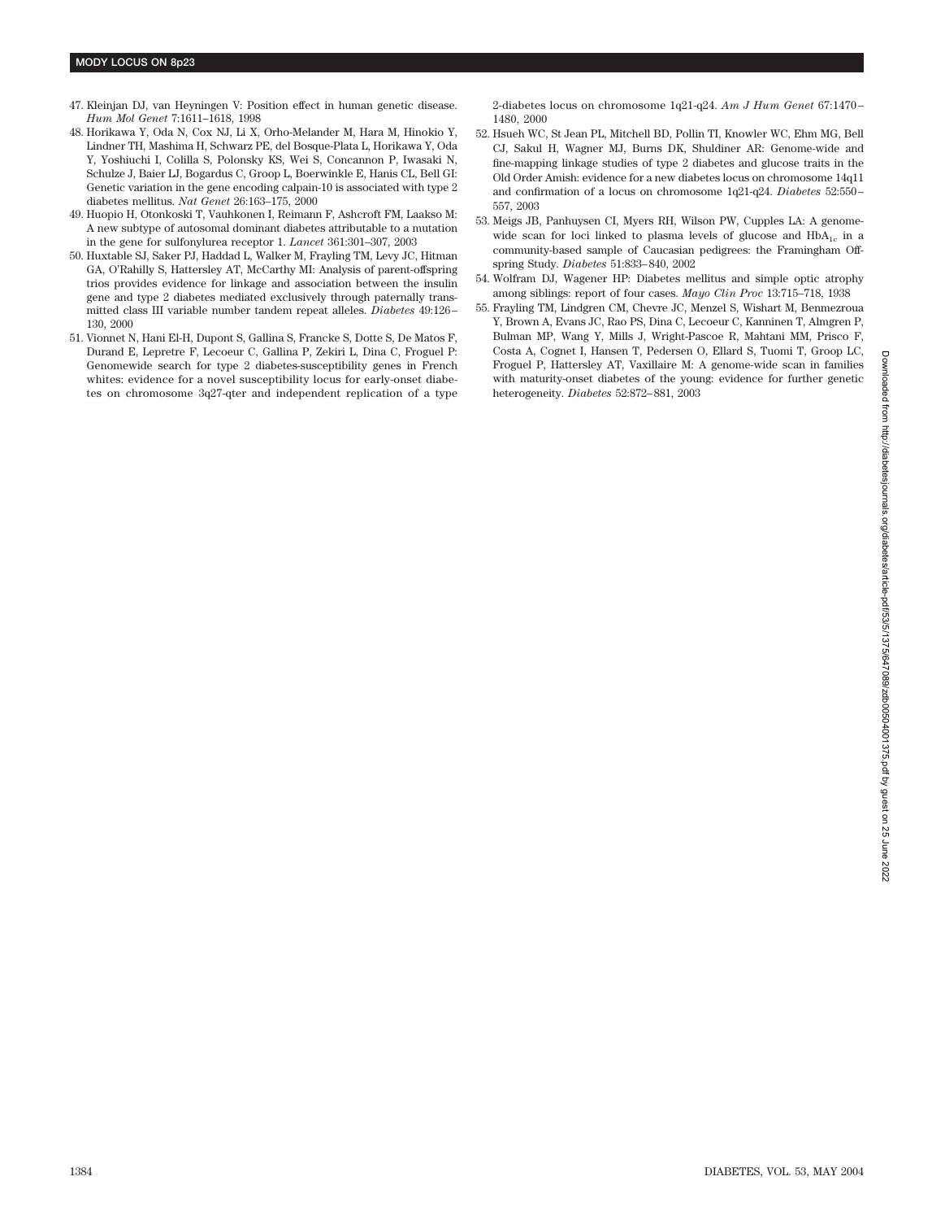47. Kleinjan DJ, van Heyningen V: Position effect in human genetic disease. *Hum Mol Genet* 7:1611–1618, 1998
48. Horikawa Y, Oda N, Cox NJ, Li X, Orho-Melander M, Hara M, Hinokio Y, Lindner TH, Mashima H, Schwarz PE, del Bosque-Plata L, Horikawa Y, Oda Y, Yoshiuchi I, Colilla S, Polonsky KS, Wei S, Concannon P, Iwasaki N, Schulze J, Baier LJ, Bogardus C, Groop L, Boerwinkle E, Hanis CL, Bell GI: Genetic variation in the gene encoding calpain-10 is associated with type 2 diabetes mellitus. *Nat Genet* 26:163–175, 2000
49. Huopio H, Otonkoski T, Vauhkonen I, Reimann F, Ashcroft FM, Laakso M: A new subtype of autosomal dominant diabetes attributable to a mutation in the gene for sulfonylurea receptor 1. *Lancet* 361:301–307, 2003
50. Huxtable SJ, Saker PJ, Haddad L, Walker M, Frayling TM, Levy JC, Hitman GA, O'Rahilly S, Hattersley AT, McCarthy MI: Analysis of parent-offspring trios provides evidence for linkage and association between the insulin gene and type 2 diabetes mediated exclusively through paternally transmitted class III variable number tandem repeat alleles. *Diabetes* 49:126–130, 2000
51. Vionnet N, Hani El-H, Dupont S, Gallina S, Francke S, Dotte S, De Matos F, Durand E, Lepretre F, Lecoeur C, Gallina P, Zekiri L, Dina C, Froguel P: Genomewide search for type 2 diabetes-susceptibility genes in French whites: evidence for a novel susceptibility locus for early-onset diabetes on chromosome 3q27-qter and independent replication of a type 2-diabetes locus on chromosome 1q21-q24. *Am J Hum Genet* 67:1470–1480, 2000
52. Hsueh WC, St Jean PL, Mitchell BD, Pollin TI, Knowler WC, Ehm MG, Bell CJ, Sakul H, Wagner MJ, Burns DK, Shuldiner AR: Genome-wide and fine-mapping linkage studies of type 2 diabetes and glucose traits in the Old Order Amish: evidence for a new diabetes locus on chromosome 14q11 and confirmation of a locus on chromosome 1q21-q24. *Diabetes* 52:550–557, 2003
53. Meigs JB, Panhuysen CI, Myers RH, Wilson PW, Cupples LA: A genome-wide scan for loci linked to plasma levels of glucose and $HbA_{1c}$ in a community-based sample of Caucasian pedigrees: the Framingham Offspring Study. *Diabetes* 51:833–840, 2002
54. Wolfram DJ, Wagener HP: Diabetes mellitus and simple optic atrophy among siblings: report of four cases. *Mayo Clin Proc* 13:715–718, 1938
55. Frayling TM, Lindgren CM, Chevre JC, Menzel S, Wishart M, Benmezroua Y, Brown A, Evans JC, Rao PS, Dina C, Lecoeur C, Kanninen T, Almgren P, Bulman MP, Wang Y, Mills J, Wright-Pascoe R, Mahtani MM, Prisco F, Costa A, Cognet I, Hansen T, Pedersen O, Ellard S, Tuomi T, Groop LC, Froguel P, Hattersley AT, Vaxillaire M: A genome-wide scan in families with maturity-onset diabetes of the young: evidence for further genetic heterogeneity. *Diabetes* 52:872–881, 2003